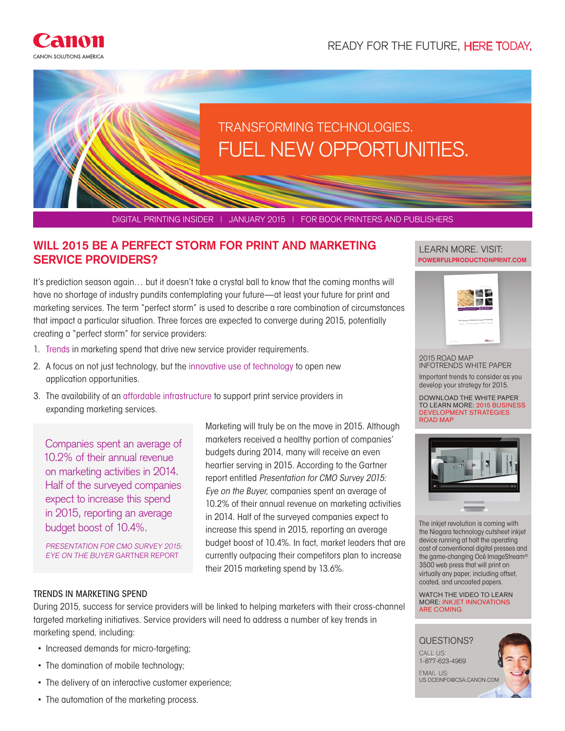Canon

CANON SOLUTIONS AMERICA

READY FOR THE FUTURE, HERE TODAY.

TRANSFORMING TECHNOLOGIES.

FUEL NEW OPPORTUNITIES.

DIGITAL PRINTING INSIDER | JANUARY 2015 | FOR BOOK PRINTERS AND PUBLISHERS

## WILL 2015 BE A PERFECT STORM FOR PRINT AND MARKETING SERVICE PROVIDERS?

It's prediction season again… but it doesn't take a crystal ball to know that the coming months will have no shortage of industry pundits contemplating your future—at least your future for print and marketing services. The term "perfect storm" is used to describe a rare combination of circumstances that impact a particular situation. Three forces are expected to converge during 2015, potentially creating a "perfect storm" for service providers:

1. Trends in marketing spend that drive new service provider requirements.
2. A focus on not just technology, but the innovative use of technology to open new application opportunities.
3. The availability of an affordable infrastructure to support print service providers in expanding marketing services.

> Companies spent an average of 10.2% of their annual revenue on marketing activities in 2014. Half of the surveyed companies expect to increase this spend in 2015, reporting an average budget boost of 10.4%.
>
> *PRESENTATION FOR CMO SURVEY 2015: EYE ON THE BUYER* GARTNER REPORT

Marketing will truly be on the move in 2015. Although marketers received a healthy portion of companies' budgets during 2014, many will receive an even heartier serving in 2015. According to the Gartner report entitled *Presentation for CMO Survey 2015: Eye on the Buyer,* companies spent an average of 10.2% of their annual revenue on marketing activities in 2014. Half of the surveyed companies expect to increase this spend in 2015, reporting an average budget boost of 10.4%. In fact, market leaders that are currently outpacing their competitors plan to increase their 2015 marketing spend by 13.6%.

### TRENDS IN MARKETING SPEND

During 2015, success for service providers will be linked to helping marketers with their cross-channel targeted marketing initiatives. Service providers will need to address a number of key trends in marketing spend, including:

- Increased demands for micro-targeting;
- The domination of mobile technology;
- The delivery of an interactive customer experience;
- The automation of the marketing process.

LEARN MORE. VISIT: POWERFULPRODUCTIONPRINT.COM

2015 ROAD MAP
INFOTRENDS WHITE PAPER

Important trends to consider as you develop your strategy for 2015.

DOWNLOAD THE WHITE PAPER TO LEARN MORE: 2015 BUSINESS DEVELOPMENT STRATEGIES ROAD MAP

The inkjet revolution is coming with the Niagara technology cutsheet inkjet device running at half the operating cost of conventional digital presses and the game-changing Océ ImageStream® 3500 web press that will print on virtually any paper, including offset, coated, and uncoated papers.

WATCH THE VIDEO TO LEARN MORE: INKJET INNOVATIONS ARE COMING

QUESTIONS?

CALL US:
1-877-623-4969

EMAIL US:
US.OCEINFO@CSA.CANON.COM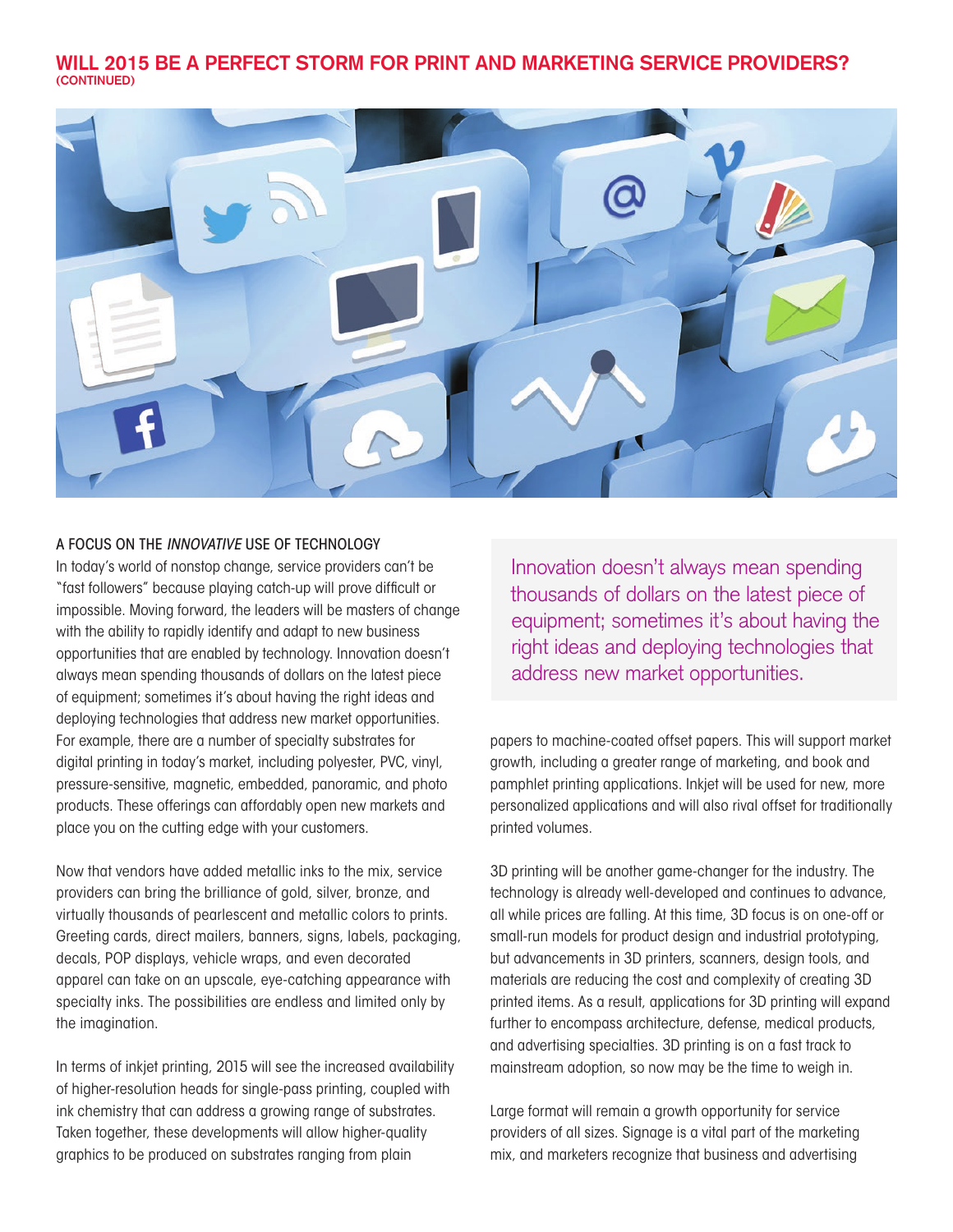## WILL 2015 BE A PERFECT STORM FOR PRINT AND MARKETING SERVICE PROVIDERS? (CONTINUED)

### A FOCUS ON THE *INNOVATIVE* USE OF TECHNOLOGY

In today's world of nonstop change, service providers can't be "fast followers" because playing catch-up will prove difficult or impossible. Moving forward, the leaders will be masters of change with the ability to rapidly identify and adapt to new business opportunities that are enabled by technology. Innovation doesn't always mean spending thousands of dollars on the latest piece of equipment; sometimes it's about having the right ideas and deploying technologies that address new market opportunities. For example, there are a number of specialty substrates for digital printing in today's market, including polyester, PVC, vinyl, pressure-sensitive, magnetic, embedded, panoramic, and photo products. These offerings can affordably open new markets and place you on the cutting edge with your customers.

> Innovation doesn't always mean spending thousands of dollars on the latest piece of equipment; sometimes it's about having the right ideas and deploying technologies that address new market opportunities.

Now that vendors have added metallic inks to the mix, service providers can bring the brilliance of gold, silver, bronze, and virtually thousands of pearlescent and metallic colors to prints. Greeting cards, direct mailers, banners, signs, labels, packaging, decals, POP displays, vehicle wraps, and even decorated apparel can take on an upscale, eye-catching appearance with specialty inks. The possibilities are endless and limited only by the imagination.

In terms of inkjet printing, 2015 will see the increased availability of higher-resolution heads for single-pass printing, coupled with ink chemistry that can address a growing range of substrates. Taken together, these developments will allow higher-quality graphics to be produced on substrates ranging from plain papers to machine-coated offset papers. This will support market growth, including a greater range of marketing, and book and pamphlet printing applications. Inkjet will be used for new, more personalized applications and will also rival offset for traditionally printed volumes.

3D printing will be another game-changer for the industry. The technology is already well-developed and continues to advance, all while prices are falling. At this time, 3D focus is on one-off or small-run models for product design and industrial prototyping, but advancements in 3D printers, scanners, design tools, and materials are reducing the cost and complexity of creating 3D printed items. As a result, applications for 3D printing will expand further to encompass architecture, defense, medical products, and advertising specialties. 3D printing is on a fast track to mainstream adoption, so now may be the time to weigh in.

Large format will remain a growth opportunity for service providers of all sizes. Signage is a vital part of the marketing mix, and marketers recognize that business and advertising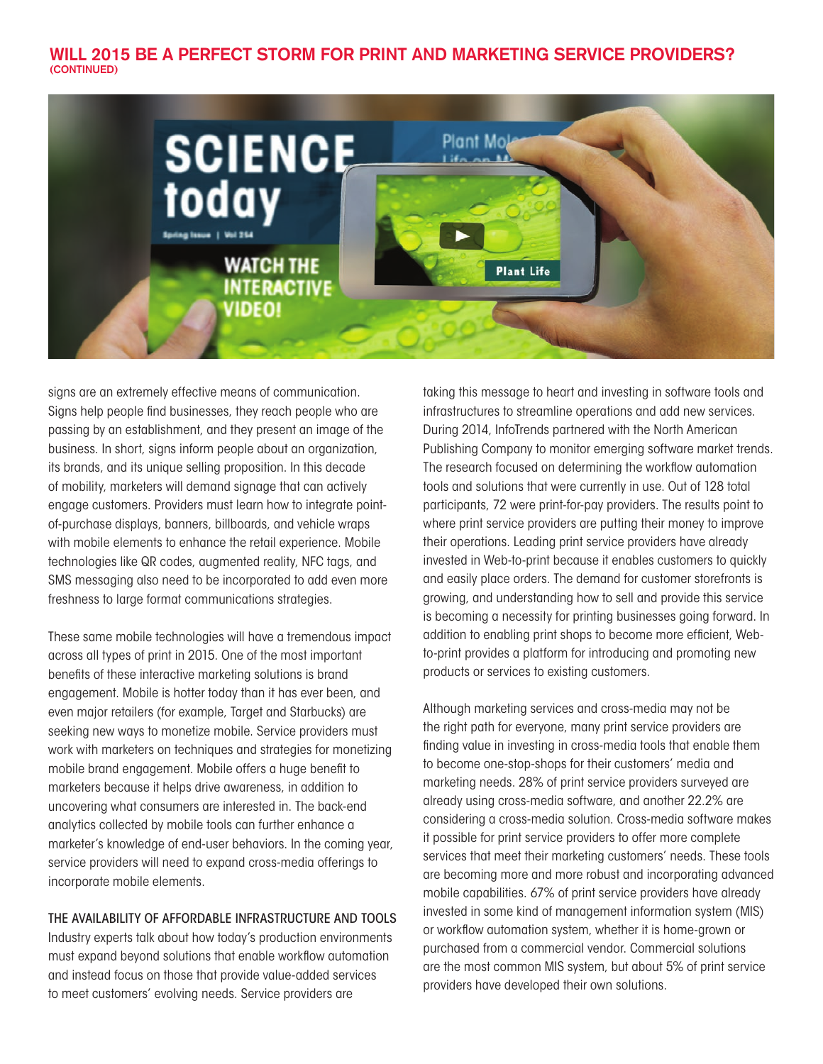signs are an extremely effective means of communication. Signs help people find businesses, they reach people who are passing by an establishment, and they present an image of the business. In short, signs inform people about an organization, its brands, and its unique selling proposition. In this decade of mobility, marketers will demand signage that can actively engage customers. Providers must learn how to integrate point-of-purchase displays, banners, billboards, and vehicle wraps with mobile elements to enhance the retail experience. Mobile technologies like QR codes, augmented reality, NFC tags, and SMS messaging also need to be incorporated to add even more freshness to large format communications strategies.

These same mobile technologies will have a tremendous impact across all types of print in 2015. One of the most important benefits of these interactive marketing solutions is brand engagement. Mobile is hotter today than it has ever been, and even major retailers (for example, Target and Starbucks) are seeking new ways to monetize mobile. Service providers must work with marketers on techniques and strategies for monetizing mobile brand engagement. Mobile offers a huge benefit to marketers because it helps drive awareness, in addition to uncovering what consumers are interested in. The back-end analytics collected by mobile tools can further enhance a marketer's knowledge of end-user behaviors. In the coming year, service providers will need to expand cross-media offerings to incorporate mobile elements.

## THE AVAILABILITY OF AFFORDABLE INFRASTRUCTURE AND TOOLS

Industry experts talk about how today's production environments must expand beyond solutions that enable workflow automation and instead focus on those that provide value-added services to meet customers' evolving needs. Service providers are taking this message to heart and investing in software tools and infrastructures to streamline operations and add new services. During 2014, InfoTrends partnered with the North American Publishing Company to monitor emerging software market trends. The research focused on determining the workflow automation tools and solutions that were currently in use. Out of 128 total participants, 72 were print-for-pay providers. The results point to where print service providers are putting their money to improve their operations. Leading print service providers have already invested in Web-to-print because it enables customers to quickly and easily place orders. The demand for customer storefronts is growing, and understanding how to sell and provide this service is becoming a necessity for printing businesses going forward. In addition to enabling print shops to become more efficient, Web-to-print provides a platform for introducing and promoting new products or services to existing customers.

Although marketing services and cross-media may not be the right path for everyone, many print service providers are finding value in investing in cross-media tools that enable them to become one-stop-shops for their customers' media and marketing needs. 28% of print service providers surveyed are already using cross-media software, and another 22.2% are considering a cross-media solution. Cross-media software makes it possible for print service providers to offer more complete services that meet their marketing customers' needs. These tools are becoming more and more robust and incorporating advanced mobile capabilities. 67% of print service providers have already invested in some kind of management information system (MIS) or workflow automation system, whether it is home-grown or purchased from a commercial vendor. Commercial solutions are the most common MIS system, but about 5% of print service providers have developed their own solutions.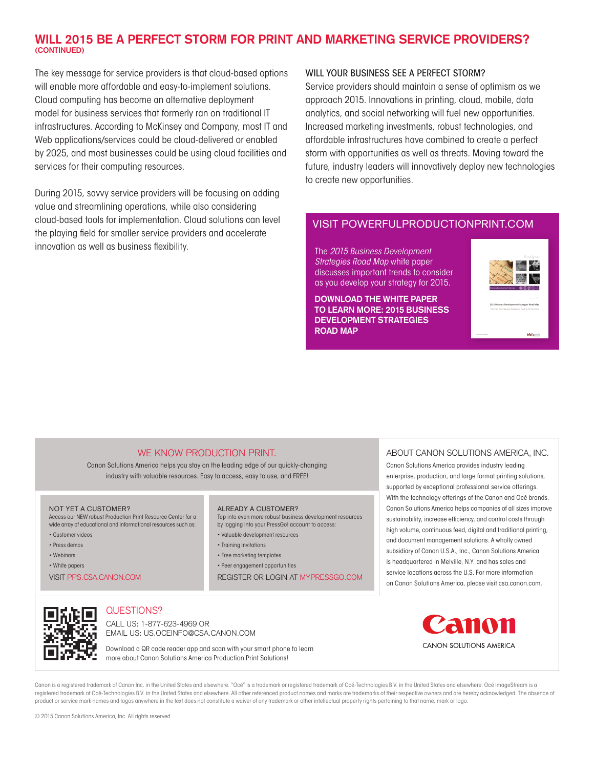# WILL 2015 BE A PERFECT STORM FOR PRINT AND MARKETING SERVICE PROVIDERS? (CONTINUED)

The key message for service providers is that cloud-based options will enable more affordable and easy-to-implement solutions. Cloud computing has become an alternative deployment model for business services that formerly ran on traditional IT infrastructures. According to McKinsey and Company, most IT and Web applications/services could be cloud-delivered or enabled by 2025, and most businesses could be using cloud facilities and services for their computing resources.

During 2015, savvy service providers will be focusing on adding value and streamlining operations, while also considering cloud-based tools for implementation. Cloud solutions can level the playing field for smaller service providers and accelerate innovation as well as business flexibility.

## WILL YOUR BUSINESS SEE A PERFECT STORM?

Service providers should maintain a sense of optimism as we approach 2015. Innovations in printing, cloud, mobile, data analytics, and social networking will fuel new opportunities. Increased marketing investments, robust technologies, and affordable infrastructures have combined to create a perfect storm with opportunities as well as threats. Moving toward the future, industry leaders will innovatively deploy new technologies to create new opportunities.

## VISIT POWERFULPRODUCTIONPRINT.COM

The *2015 Business Development Strategies Road Map* white paper discusses important trends to consider as you develop your strategy for 2015.

**DOWNLOAD THE WHITE PAPER TO LEARN MORE: 2015 BUSINESS DEVELOPMENT STRATEGIES ROAD MAP**

## WE KNOW PRODUCTION PRINT.

Canon Solutions America helps you stay on the leading edge of our quickly-changing industry with valuable resources. Easy to access, easy to use, and FREE!

### NOT YET A CUSTOMER?

Access our NEW robust Production Print Resource Center for a wide array of educational and informational resources such as:

- Customer videos
- Press demos
- Webinars
- White papers

VISIT PPS.CSA.CANON.COM

### ALREADY A CUSTOMER?

Tap into even more robust business development resources by logging into your PressGo! account to access:

- Valuable development resources
- Training invitations
- Free marketing templates
- Peer engagement opportunities

REGISTER OR LOGIN AT MYPRESSGO.COM

## ABOUT CANON SOLUTIONS AMERICA, INC.

Canon Solutions America provides industry leading enterprise, production, and large format printing solutions, supported by exceptional professional service offerings. With the technology offerings of the Canon and Océ brands, Canon Solutions America helps companies of all sizes improve sustainability, increase efficiency, and control costs through high volume, continuous feed, digital and traditional printing, and document management solutions. A wholly owned subsidiary of Canon U.S.A., Inc., Canon Solutions America is headquartered in Melville, N.Y. and has sales and service locations across the U.S. For more information on Canon Solutions America, please visit csa.canon.com.

## QUESTIONS?

CALL US: 1-877-623-4969 OR
EMAIL US: US.OCEINFO@CSA.CANON.COM

Download a QR code reader app and scan with your smart phone to learn more about Canon Solutions America Production Print Solutions!

Canon
CANON SOLUTIONS AMERICA

Canon is a registered trademark of Canon Inc. in the United States and elsewhere. "Océ" is a trademark or registered trademark of Océ-Technologies B.V. in the United States and elsewhere. Océ ImageStream is a registered trademark of Océ-Technologies B.V. in the United States and elsewhere. All other referenced product names and marks are trademarks of their respective owners and are hereby acknowledged. The absence of product or service mark names and logos anywhere in the text does not constitute a waiver of any trademark or other intellectual property rights pertaining to that name, mark or logo.

© 2015 Canon Solutions America, Inc. All rights reserved